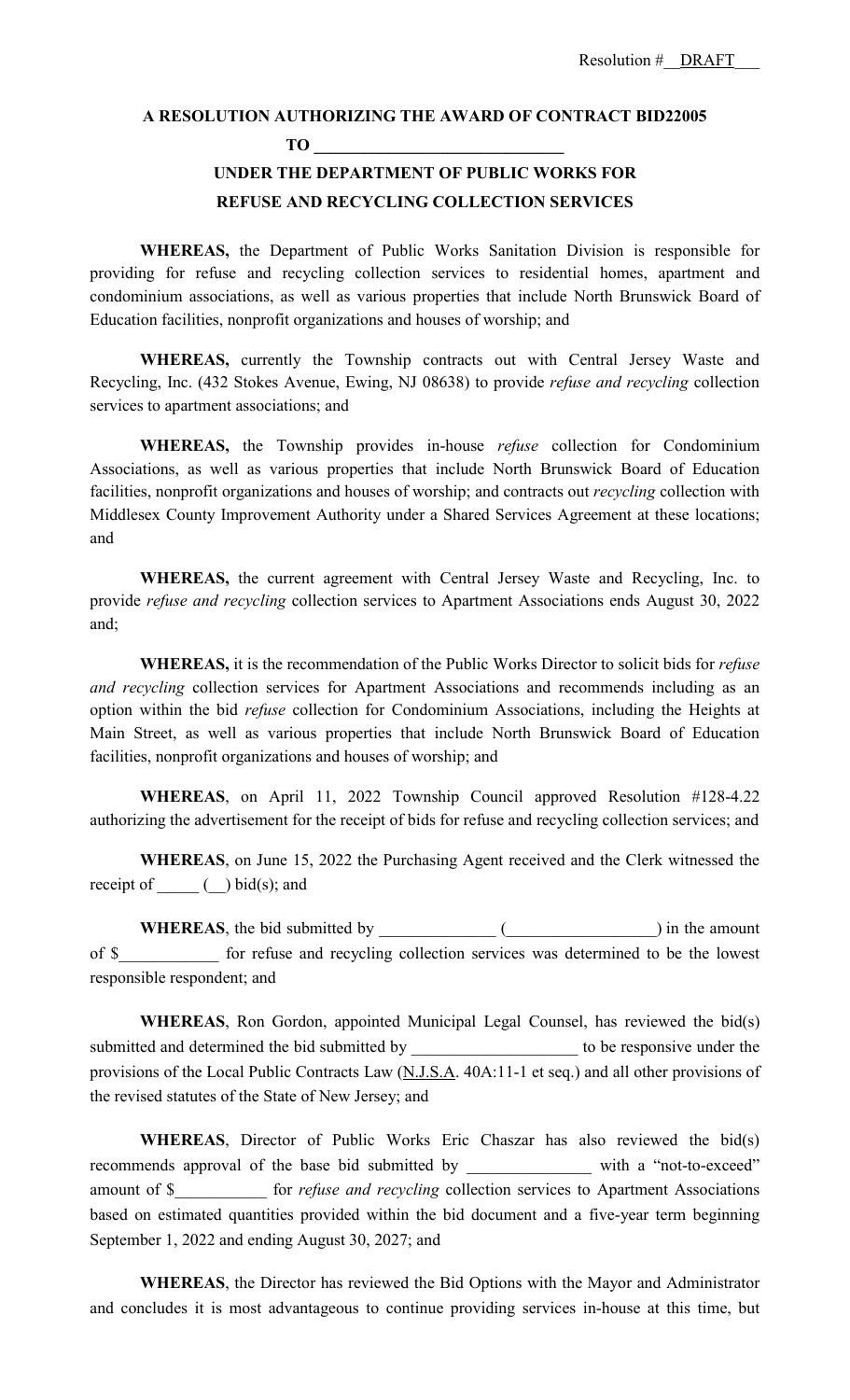Resolution #__DRAFT___

**A RESOLUTION AUTHORIZING THE AWARD OF CONTRACT BID22005**
**TO ______________________________**
**UNDER THE DEPARTMENT OF PUBLIC WORKS FOR**
**REFUSE AND RECYCLING COLLECTION SERVICES**

**WHEREAS,** the Department of Public Works Sanitation Division is responsible for providing for refuse and recycling collection services to residential homes, apartment and condominium associations, as well as various properties that include North Brunswick Board of Education facilities, nonprofit organizations and houses of worship; and

**WHEREAS,** currently the Township contracts out with Central Jersey Waste and Recycling, Inc. (432 Stokes Avenue, Ewing, NJ 08638) to provide *refuse and recycling* collection services to apartment associations; and

**WHEREAS,** the Township provides in-house *refuse* collection for Condominium Associations, as well as various properties that include North Brunswick Board of Education facilities, nonprofit organizations and houses of worship; and contracts out *recycling* collection with Middlesex County Improvement Authority under a Shared Services Agreement at these locations; and

**WHEREAS,** the current agreement with Central Jersey Waste and Recycling, Inc. to provide *refuse and recycling* collection services to Apartment Associations ends August 30, 2022 and;

**WHEREAS,** it is the recommendation of the Public Works Director to solicit bids for *refuse and recycling* collection services for Apartment Associations and recommends including as an option within the bid *refuse* collection for Condominium Associations, including the Heights at Main Street, as well as various properties that include North Brunswick Board of Education facilities, nonprofit organizations and houses of worship; and

**WHEREAS**, on April 11, 2022 Township Council approved Resolution #128-4.22 authorizing the advertisement for the receipt of bids for refuse and recycling collection services; and

**WHEREAS**, on June 15, 2022 the Purchasing Agent received and the Clerk witnessed the receipt of _____ (__) bid(s); and

**WHEREAS**, the bid submitted by ______________ (__________________) in the amount of $____________ for refuse and recycling collection services was determined to be the lowest responsible respondent; and

**WHEREAS**, Ron Gordon, appointed Municipal Legal Counsel, has reviewed the bid(s) submitted and determined the bid submitted by ____________________ to be responsive under the provisions of the Local Public Contracts Law (N.J.S.A. 40A:11-1 et seq.) and all other provisions of the revised statutes of the State of New Jersey; and

**WHEREAS**, Director of Public Works Eric Chaszar has also reviewed the bid(s) recommends approval of the base bid submitted by _______________ with a "not-to-exceed" amount of $___________ for *refuse and recycling* collection services to Apartment Associations based on estimated quantities provided within the bid document and a five-year term beginning September 1, 2022 and ending August 30, 2027; and

**WHEREAS**, the Director has reviewed the Bid Options with the Mayor and Administrator and concludes it is most advantageous to continue providing services in-house at this time, but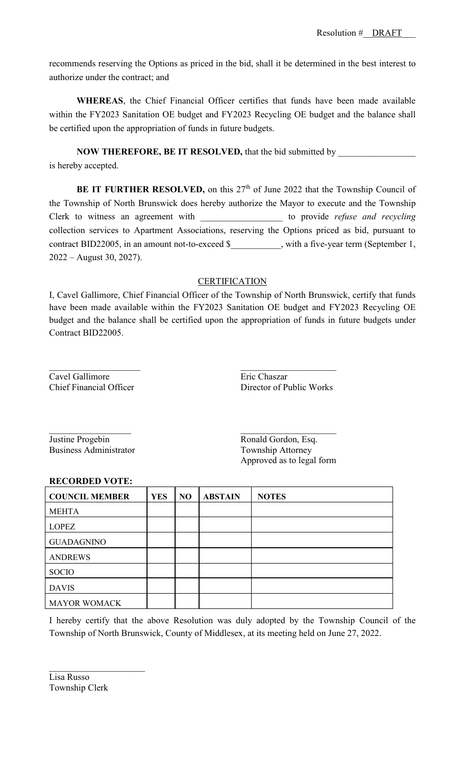Resolution #__DRAFT___

recommends reserving the Options as priced in the bid, shall it be determined in the best interest to authorize under the contract; and

**WHEREAS**, the Chief Financial Officer certifies that funds have been made available within the FY2023 Sanitation OE budget and FY2023 Recycling OE budget and the balance shall be certified upon the appropriation of funds in future budgets.

**NOW THEREFORE, BE IT RESOLVED,** that the bid submitted by _________________ is hereby accepted.

**BE IT FURTHER RESOLVED,** on this 27th of June 2022 that the Township Council of the Township of North Brunswick does hereby authorize the Mayor to execute and the Township Clerk to witness an agreement with __________________ to provide *refuse and recycling* collection services to Apartment Associations, reserving the Options priced as bid, pursuant to contract BID22005, in an amount not-to-exceed $___________, with a five-year term (September 1, 2022 – August 30, 2027).

## CERTIFICATION

I, Cavel Gallimore, Chief Financial Officer of the Township of North Brunswick, certify that funds have been made available within the FY2023 Sanitation OE budget and FY2023 Recycling OE budget and the balance shall be certified upon the appropriation of funds in future budgets under Contract BID22005.

_____________________
Cavel Gallimore
Chief Financial Officer

_____________________
Eric Chaszar
Director of Public Works

_____________________
Justine Progebin
Business Administrator

_____________________
Ronald Gordon, Esq.
Township Attorney
Approved as to legal form

**RECORDED VOTE:**

| COUNCIL MEMBER | YES | NO | ABSTAIN | NOTES |
|---|---|---|---|---|
| MEHTA | | | | |
| LOPEZ | | | | |
| GUADAGNINO | | | | |
| ANDREWS | | | | |
| SOCIO | | | | |
| DAVIS | | | | |
| MAYOR WOMACK | | | | |

I hereby certify that the above Resolution was duly adopted by the Township Council of the Township of North Brunswick, County of Middlesex, at its meeting held on June 27, 2022.

_____________________
Lisa Russo
Township Clerk